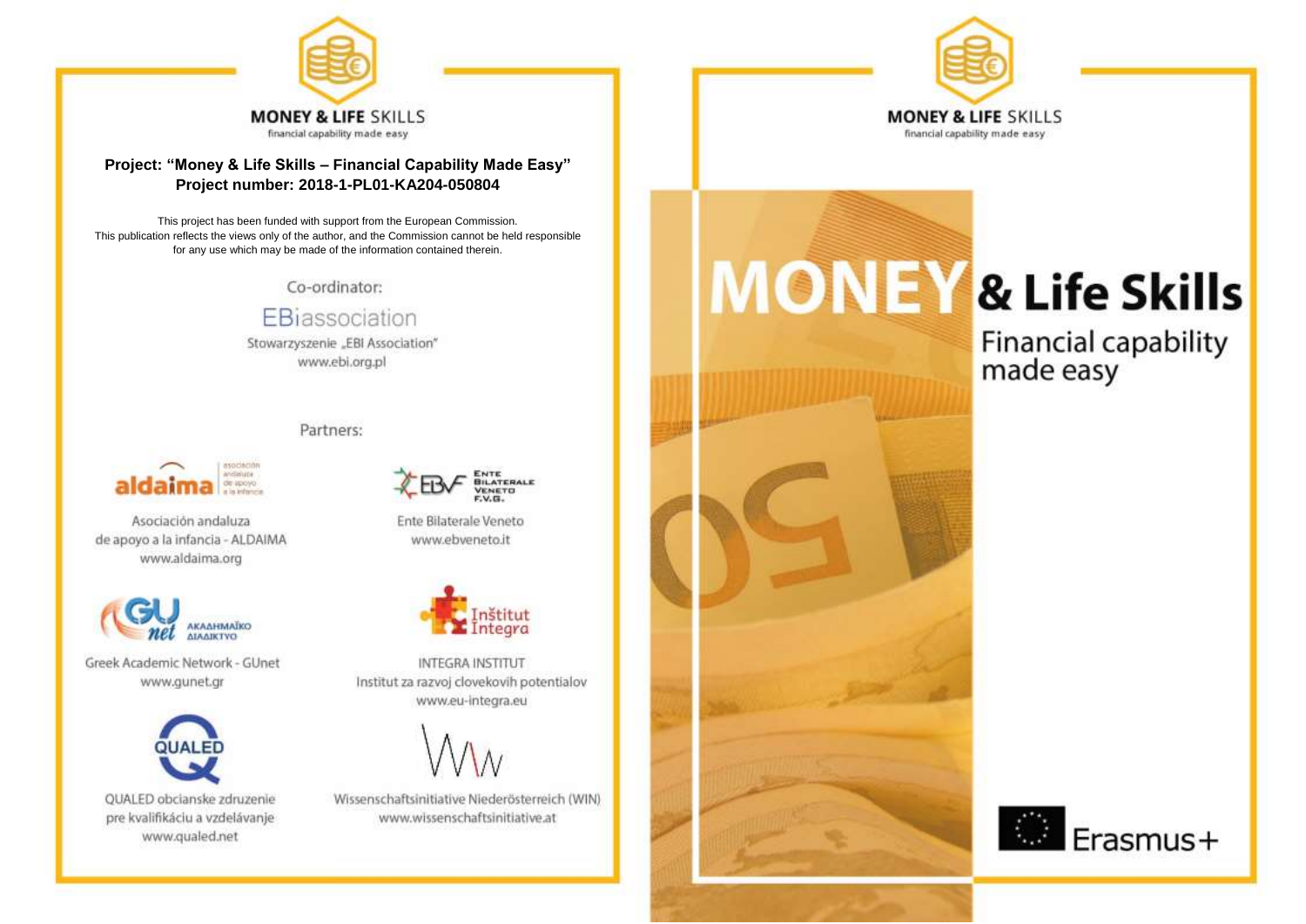**MONEY & LIFE SKILLS**
financial capability made easy

**Project: "Money & Life Skills – Financial Capability Made Easy"**
**Project number: 2018-1-PL01-KA204-050804**

This project has been funded with support from the European Commission.
This publication reflects the views only of the author, and the Commission cannot be held responsible for any use which may be made of the information contained therein.

Co-ordinator:

EBiassociation
Stowarzyszenie „EBI Association"
www.ebi.org.pl

Partners:

Asociación andaluza de apoyo a la infancia - ALDAIMA
www.aldaima.org

Ente Bilaterale Veneto
www.ebveneto.it

Greek Academic Network - GUnet
www.gunet.gr

INTEGRA INSTITUT
Institut za razvoj clovekovih potentialov
www.eu-integra.eu

QUALED obcianske zdruzenie pre kvalifikáciu a vzdelávanje
www.qualed.net

Wissenschaftsinitiative Niederösterreich (WIN)
www.wissenschaftsinitiative.at

**MONEY & LIFE SKILLS**
financial capability made easy

# MONEY & Life Skills

## Financial capability made easy

Erasmus+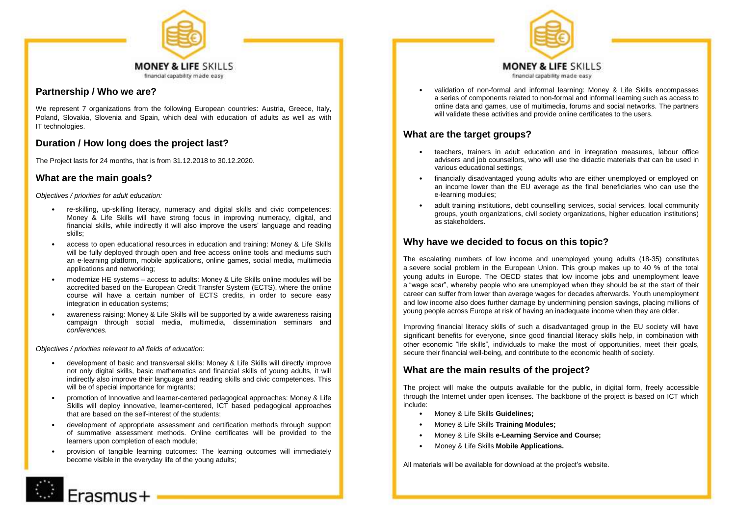MONEY & LIFE SKILLS

financial capability made easy

## Partnership / Who we are?

We represent 7 organizations from the following European countries: Austria, Greece, Italy, Poland, Slovakia, Slovenia and Spain, which deal with education of adults as well as with IT technologies.

## Duration / How long does the project last?

The Project lasts for 24 months, that is from 31.12.2018 to 30.12.2020.

## What are the main goals?

*Objectives / priorities for adult education:*

- re-skilling, up-skilling literacy, numeracy and digital skills and civic competences: Money & Life Skills will have strong focus in improving numeracy, digital, and financial skills, while indirectly it will also improve the users' language and reading skills;
- access to open educational resources in education and training: Money & Life Skills will be fully deployed through open and free access online tools and mediums such an e-learning platform, mobile applications, online games, social media, multimedia applications and networking;
- modernize HE systems – access to adults: Money & Life Skills online modules will be accredited based on the European Credit Transfer System (ECTS), where the online course will have a certain number of ECTS credits, in order to secure easy integration in education systems;
- awareness raising: Money & Life Skills will be supported by a wide awareness raising campaign through social media, multimedia, dissemination seminars and *conferences.*

*Objectives / priorities relevant to all fields of education:*

- development of basic and transversal skills: Money & Life Skills will directly improve not only digital skills, basic mathematics and financial skills of young adults, it will indirectly also improve their language and reading skills and civic competences. This will be of special importance for migrants;
- promotion of Innovative and learner-centered pedagogical approaches: Money & Life Skills will deploy innovative, learner-centered, ICT based pedagogical approaches that are based on the self-interest of the students;
- development of appropriate assessment and certification methods through support of summative assessment methods. Online certificates will be provided to the learners upon completion of each module;
- provision of tangible learning outcomes: The learning outcomes will immediately become visible in the everyday life of the young adults;
- validation of non-formal and informal learning: Money & Life Skills encompasses a series of components related to non-formal and informal learning such as access to online data and games, use of multimedia, forums and social networks. The partners will validate these activities and provide online certificates to the users.

Erasmus+

## What are the target groups?

- teachers, trainers in adult education and in integration measures, labour office advisers and job counsellors, who will use the didactic materials that can be used in various educational settings;
- financially disadvantaged young adults who are either unemployed or employed on an income lower than the EU average as the final beneficiaries who can use the e-learning modules;
- adult training institutions, debt counselling services, social services, local community groups, youth organizations, civil society organizations, higher education institutions) as stakeholders.

## Why have we decided to focus on this topic?

The escalating numbers of low income and unemployed young adults (18-35) constitutes a severe social problem in the European Union. This group makes up to 40 % of the total young adults in Europe. The OECD states that low income jobs and unemployment leave a "wage scar", whereby people who are unemployed when they should be at the start of their career can suffer from lower than average wages for decades afterwards. Youth unemployment and low income also does further damage by undermining pension savings, placing millions of young people across Europe at risk of having an inadequate income when they are older.

Improving financial literacy skills of such a disadvantaged group in the EU society will have significant benefits for everyone, since good financial literacy skills help, in combination with other economic "life skills", individuals to make the most of opportunities, meet their goals, secure their financial well-being, and contribute to the economic health of society.

## What are the main results of the project?

The project will make the outputs available for the public, in digital form, freely accessible through the Internet under open licenses. The backbone of the project is based on ICT which include:

- Money & Life Skills **Guidelines;**
- Money & Life Skills **Training Modules;**
- Money & Life Skills **e-Learning Service and Course;**
- Money & Life Skills **Mobile Applications.**

All materials will be available for download at the project's website.